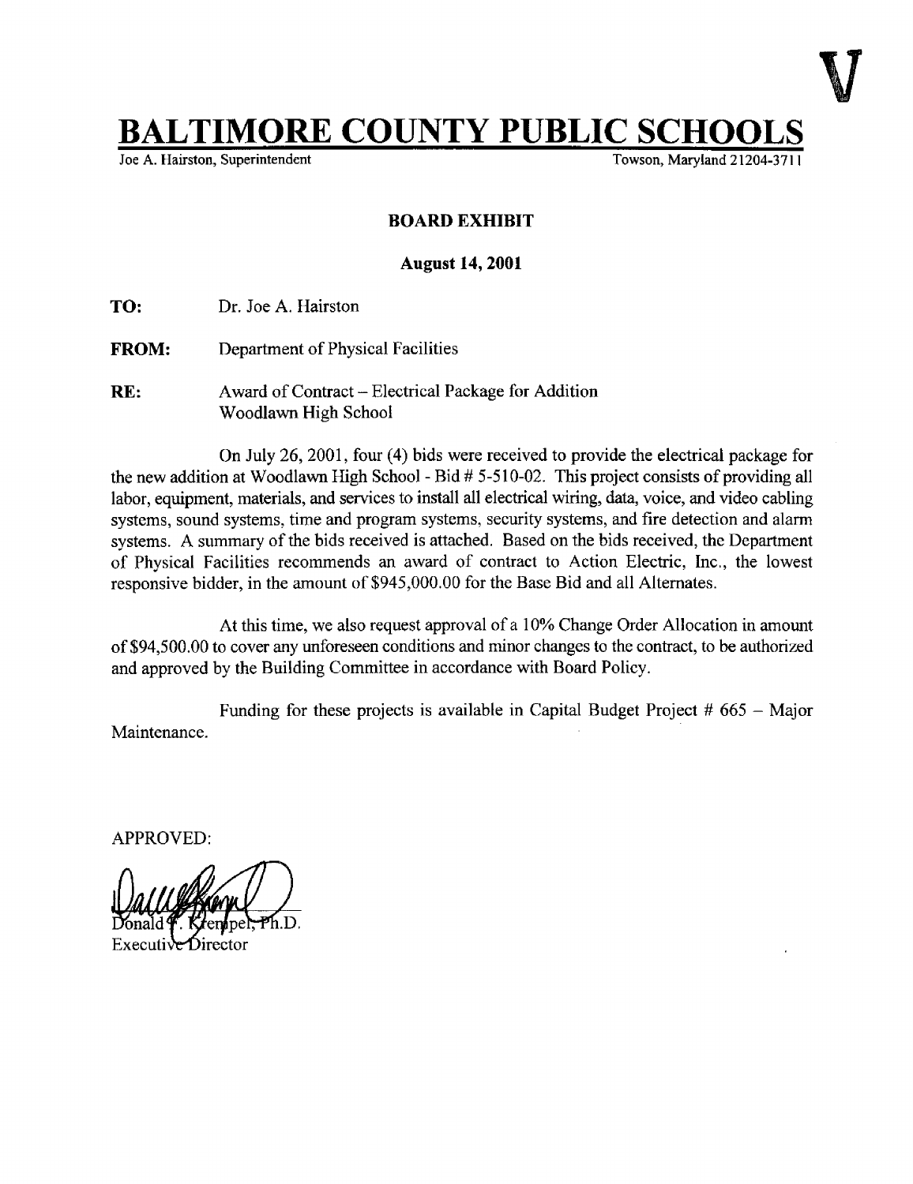V

# BALTIMORE COUNTY PUBLIC SCHOOLS

Joe A. Hairston, Superintendent Towson, Maryland 21204-3711

**BOARD EXHIBIT**

**August 14, 2001**

**TO:** Dr. Joe A. Hairston

**FROM:** Department of Physical Facilities

**RE:** Award of Contract – Electrical Package for Addition
Woodlawn High School

On July 26, 2001, four (4) bids were received to provide the electrical package for the new addition at Woodlawn High School - Bid # 5-510-02. This project consists of providing all labor, equipment, materials, and services to install all electrical wiring, data, voice, and video cabling systems, sound systems, time and program systems, security systems, and fire detection and alarm systems. A summary of the bids received is attached. Based on the bids received, the Department of Physical Facilities recommends an award of contract to Action Electric, Inc., the lowest responsive bidder, in the amount of $945,000.00 for the Base Bid and all Alternates.

At this time, we also request approval of a 10% Change Order Allocation in amount of $94,500.00 to cover any unforeseen conditions and minor changes to the contract, to be authorized and approved by the Building Committee in accordance with Board Policy.

Funding for these projects is available in Capital Budget Project # 665 – Major Maintenance.

APPROVED:

Donald F. Krempel, Ph.D.
Executive Director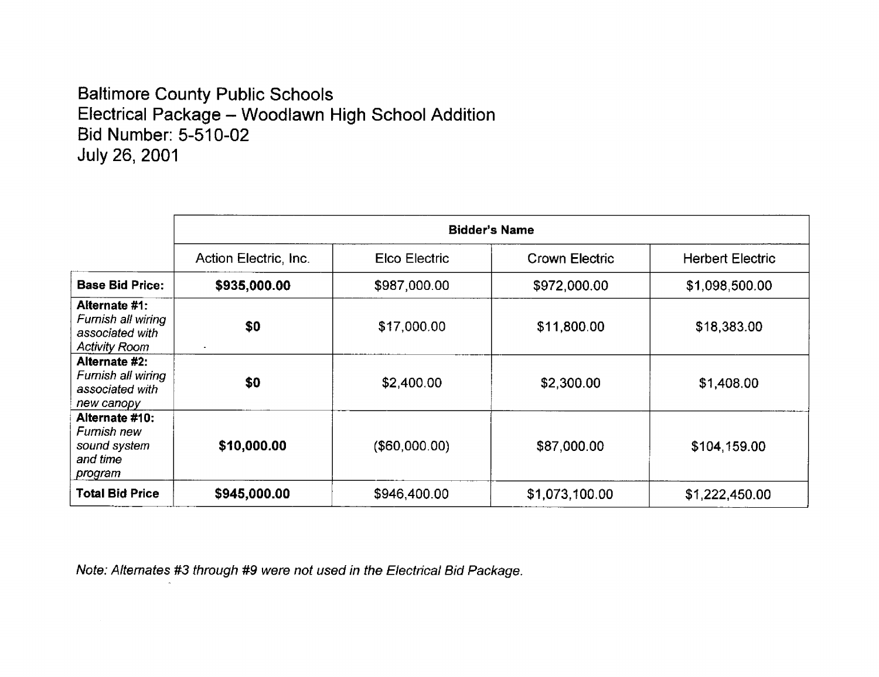Baltimore County Public Schools
Electrical Package – Woodlawn High School Addition
Bid Number: 5-510-02
July 26, 2001

| | Bidder's Name | | | |
|---|---|---|---|---|
| | Action Electric, Inc. | Elco Electric | Crown Electric | Herbert Electric |
| **Base Bid Price:** | **$935,000.00** | $987,000.00 | $972,000.00 | $1,098,500.00 |
| **Alternate #1:** *Furnish all wiring associated with Activity Room* | **$0** | $17,000.00 | $11,800.00 | $18,383.00 |
| **Alternate #2:** *Furnish all wiring associated with new canopy* | **$0** | $2,400.00 | $2,300.00 | $1,408.00 |
| **Alternate #10:** *Furnish new sound system and time program* | **$10,000.00** | ($60,000.00) | $87,000.00 | $104,159.00 |
| **Total Bid Price** | **$945,000.00** | $946,400.00 | $1,073,100.00 | $1,222,450.00 |

*Note: Alternates #3 through #9 were not used in the Electrical Bid Package.*